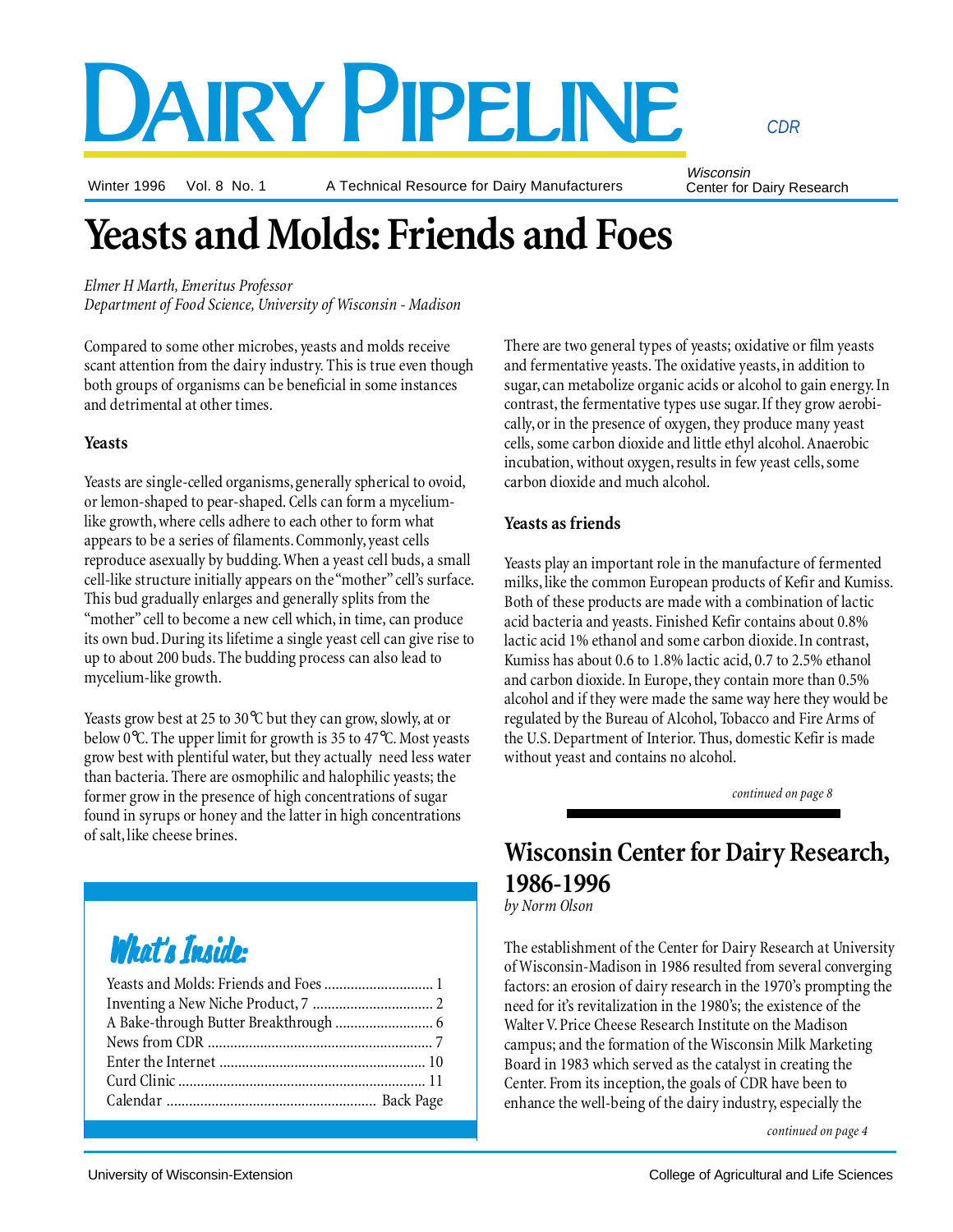# Dairy Pipeline

CDR

Winter 1996 Vol. 8 No. 1 A Technical Resource for Dairy Manufacturers

*Wisconsin* Center for Dairy Research

# Yeasts and Molds: Friends and Foes

*Elmer H Marth, Emeritus Professor*
*Department of Food Science, University of Wisconsin - Madison*

Compared to some other microbes, yeasts and molds receive scant attention from the dairy industry. This is true even though both groups of organisms can be beneficial in some instances and detrimental at other times.

**Yeasts**

Yeasts are single-celled organisms, generally spherical to ovoid, or lemon-shaped to pear-shaped. Cells can form a mycelium-like growth, where cells adhere to each other to form what appears to be a series of filaments. Commonly, yeast cells reproduce asexually by budding. When a yeast cell buds, a small cell-like structure initially appears on the "mother" cell's surface. This bud gradually enlarges and generally splits from the "mother" cell to become a new cell which, in time, can produce its own bud. During its lifetime a single yeast cell can give rise to up to about 200 buds. The budding process can also lead to mycelium-like growth.

Yeasts grow best at 25 to 30°C but they can grow, slowly, at or below 0°C. The upper limit for growth is 35 to 47°C. Most yeasts grow best with plentiful water, but they actually need less water than bacteria. There are osmophilic and halophilic yeasts; the former grow in the presence of high concentrations of sugar found in syrups or honey and the latter in high concentrations of salt, like cheese brines.

There are two general types of yeasts; oxidative or film yeasts and fermentative yeasts. The oxidative yeasts, in addition to sugar, can metabolize organic acids or alcohol to gain energy. In contrast, the fermentative types use sugar. If they grow aerobically, or in the presence of oxygen, they produce many yeast cells, some carbon dioxide and little ethyl alcohol. Anaerobic incubation, without oxygen, results in few yeast cells, some carbon dioxide and much alcohol.

**Yeasts as friends**

Yeasts play an important role in the manufacture of fermented milks, like the common European products of Kefir and Kumiss. Both of these products are made with a combination of lactic acid bacteria and yeasts. Finished Kefir contains about 0.8% lactic acid 1% ethanol and some carbon dioxide. In contrast, Kumiss has about 0.6 to 1.8% lactic acid, 0.7 to 2.5% ethanol and carbon dioxide. In Europe, they contain more than 0.5% alcohol and if they were made the same way here they would be regulated by the Bureau of Alcohol, Tobacco and Fire Arms of the U.S. Department of Interior. Thus, domestic Kefir is made without yeast and contains no alcohol.

*continued on page 8*

## What's Inside:

- Yeasts and Molds: Friends and Foes ............ 1
- Inventing a New Niche Product, 7 ............ 2
- A Bake-through Butter Breakthrough ............ 6
- News from CDR ............ 7
- Enter the Internet ............ 10
- Curd Clinic ............ 11
- Calendar ............ Back Page

# Wisconsin Center for Dairy Research, 1986-1996

*by Norm Olson*

The establishment of the Center for Dairy Research at University of Wisconsin-Madison in 1986 resulted from several converging factors: an erosion of dairy research in the 1970's prompting the need for it's revitalization in the 1980's; the existence of the Walter V. Price Cheese Research Institute on the Madison campus; and the formation of the Wisconsin Milk Marketing Board in 1983 which served as the catalyst in creating the Center. From its inception, the goals of CDR have been to enhance the well-being of the dairy industry, especially the

*continued on page 4*

University of Wisconsin-Extension College of Agricultural and Life Sciences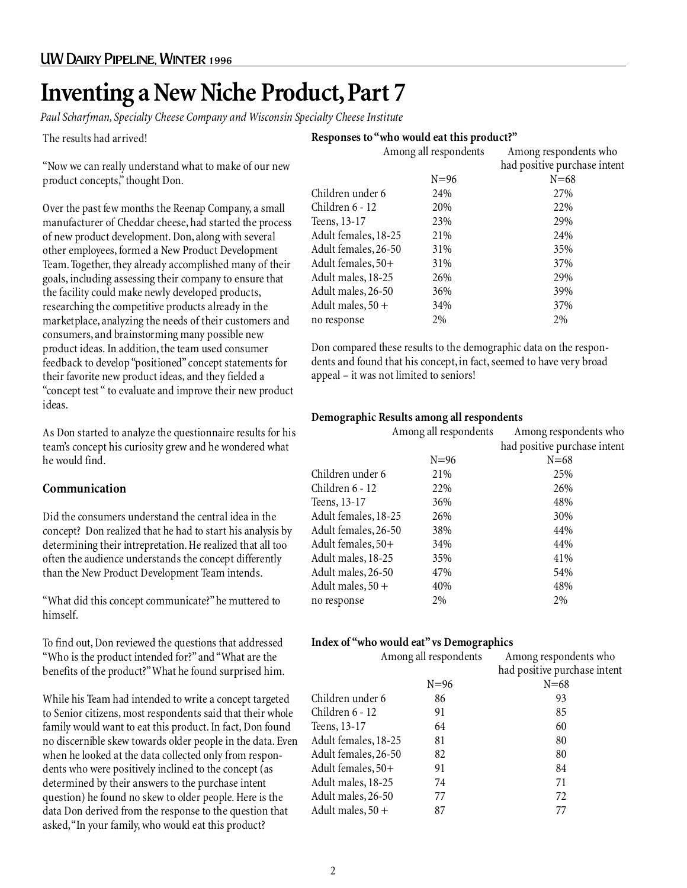# Inventing a New Niche Product, Part 7

*Paul Scharfman, Specialty Cheese Company and Wisconsin Specialty Cheese Institute*

The results had arrived!

"Now we can really understand what to make of our new product concepts," thought Don.

Over the past few months the Reenap Company, a small manufacturer of Cheddar cheese, had started the process of new product development. Don, along with several other employees, formed a New Product Development Team. Together, they already accomplished many of their goals, including assessing their company to ensure that the facility could make newly developed products, researching the competitive products already in the marketplace, analyzing the needs of their customers and consumers, and brainstorming many possible new product ideas. In addition, the team used consumer feedback to develop "positioned" concept statements for their favorite new product ideas, and they fielded a "concept test " to evaluate and improve their new product ideas.

As Don started to analyze the questionnaire results for his team's concept his curiosity grew and he wondered what he would find.

## Communication

Did the consumers understand the central idea in the concept? Don realized that he had to start his analysis by determining their intrepretation. He realized that all too often the audience understands the concept differently than the New Product Development Team intends.

"What did this concept communicate?" he muttered to himself.

To find out, Don reviewed the questions that addressed "Who is the product intended for?" and "What are the benefits of the product?" What he found surprised him.

While his Team had intended to write a concept targeted to Senior citizens, most respondents said that their whole family would want to eat this product. In fact, Don found no discernible skew towards older people in the data. Even when he looked at the data collected only from respondents who were positively inclined to the concept (as determined by their answers to the purchase intent question) he found no skew to older people. Here is the data Don derived from the response to the question that asked, "In your family, who would eat this product?

**Responses to "who would eat this product?"**

| | Among all respondents | Among respondents who had positive purchase intent |
|---|---|---|
| | N=96 | N=68 |
| Children under 6 | 24% | 27% |
| Children 6 - 12 | 20% | 22% |
| Teens, 13-17 | 23% | 29% |
| Adult females, 18-25 | 21% | 24% |
| Adult females, 26-50 | 31% | 35% |
| Adult females, 50+ | 31% | 37% |
| Adult males, 18-25 | 26% | 29% |
| Adult males, 26-50 | 36% | 39% |
| Adult males, 50 + | 34% | 37% |
| no response | 2% | 2% |

Don compared these results to the demographic data on the respondents and found that his concept, in fact, seemed to have very broad appeal – it was not limited to seniors!

**Demographic Results among all respondents**

| | Among all respondents | Among respondents who had positive purchase intent |
|---|---|---|
| | N=96 | N=68 |
| Children under 6 | 21% | 25% |
| Children 6 - 12 | 22% | 26% |
| Teens, 13-17 | 36% | 48% |
| Adult females, 18-25 | 26% | 30% |
| Adult females, 26-50 | 38% | 44% |
| Adult females, 50+ | 34% | 44% |
| Adult males, 18-25 | 35% | 41% |
| Adult males, 26-50 | 47% | 54% |
| Adult males, 50 + | 40% | 48% |
| no response | 2% | 2% |

**Index of "who would eat" vs Demographics**

| | Among all respondents | Among respondents who had positive purchase intent |
|---|---|---|
| | N=96 | N=68 |
| Children under 6 | 86 | 93 |
| Children 6 - 12 | 91 | 85 |
| Teens, 13-17 | 64 | 60 |
| Adult females, 18-25 | 81 | 80 |
| Adult females, 26-50 | 82 | 80 |
| Adult females, 50+ | 91 | 84 |
| Adult males, 18-25 | 74 | 71 |
| Adult males, 26-50 | 77 | 72 |
| Adult males, 50 + | 87 | 77 |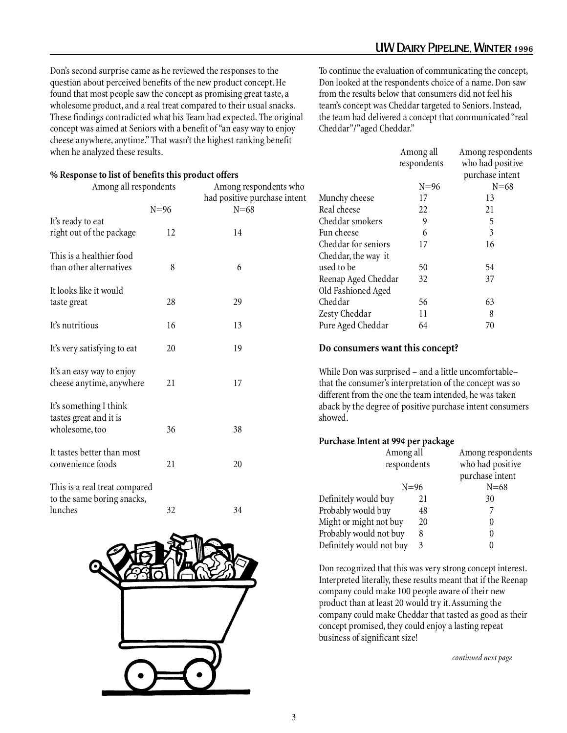Don's second surprise came as he reviewed the responses to the question about perceived benefits of the new product concept. He found that most people saw the concept as promising great taste, a wholesome product, and a real treat compared to their usual snacks. These findings contradicted what his Team had expected. The original concept was aimed at Seniors with a benefit of "an easy way to enjoy cheese anywhere, anytime." That wasn't the highest ranking benefit when he analyzed these results.

**% Response to list of benefits this product offers**

| | Among all respondents N=96 | Among respondents who had positive purchase intent N=68 |
|---|---|---|
| It's ready to eat right out of the package | 12 | 14 |
| This is a healthier food than other alternatives | 8 | 6 |
| It looks like it would taste great | 28 | 29 |
| It's nutritious | 16 | 13 |
| It's very satisfying to eat | 20 | 19 |
| It's an easy way to enjoy cheese anytime, anywhere | 21 | 17 |
| It's something I think tastes great and it is wholesome, too | 36 | 38 |
| It tastes better than most convenience foods | 21 | 20 |
| This is a real treat compared to the same boring snacks, lunches | 32 | 34 |

To continue the evaluation of communicating the concept, Don looked at the respondents choice of a name. Don saw from the results below that consumers did not feel his team's concept was Cheddar targeted to Seniors. Instead, the team had delivered a concept that communicated "real Cheddar"/"aged Cheddar."

| | Among all respondents N=96 | Among respondents who had positive purchase intent N=68 |
|---|---|---|
| Munchy cheese | 17 | 13 |
| Real cheese | 22 | 21 |
| Cheddar smokers | 9 | 5 |
| Fun cheese | 6 | 3 |
| Cheddar for seniors | 17 | 16 |
| Cheddar, the way it used to be | 50 | 54 |
| Reenap Aged Cheddar | 32 | 37 |
| Old Fashioned Aged Cheddar | 56 | 63 |
| Zesty Cheddar | 11 | 8 |
| Pure Aged Cheddar | 64 | 70 |

## Do consumers want this concept?

While Don was surprised – and a little uncomfortable– that the consumer's interpretation of the concept was so different from the one the team intended, he was taken aback by the degree of positive purchase intent consumers showed.

**Purchase Intent at 99¢ per package**

| | Among all respondents N=96 | Among respondents who had positive purchase intent N=68 |
|---|---|---|
| Definitely would buy | 21 | 30 |
| Probably would buy | 48 | 7 |
| Might or might not buy | 20 | 0 |
| Probably would not buy | 8 | 0 |
| Definitely would not buy | 3 | 0 |

Don recognized that this was very strong concept interest. Interpreted literally, these results meant that if the Reenap company could make 100 people aware of their new product than at least 20 would try it. Assuming the company could make Cheddar that tasted as good as their concept promised, they could enjoy a lasting repeat business of significant size!

*continued next page*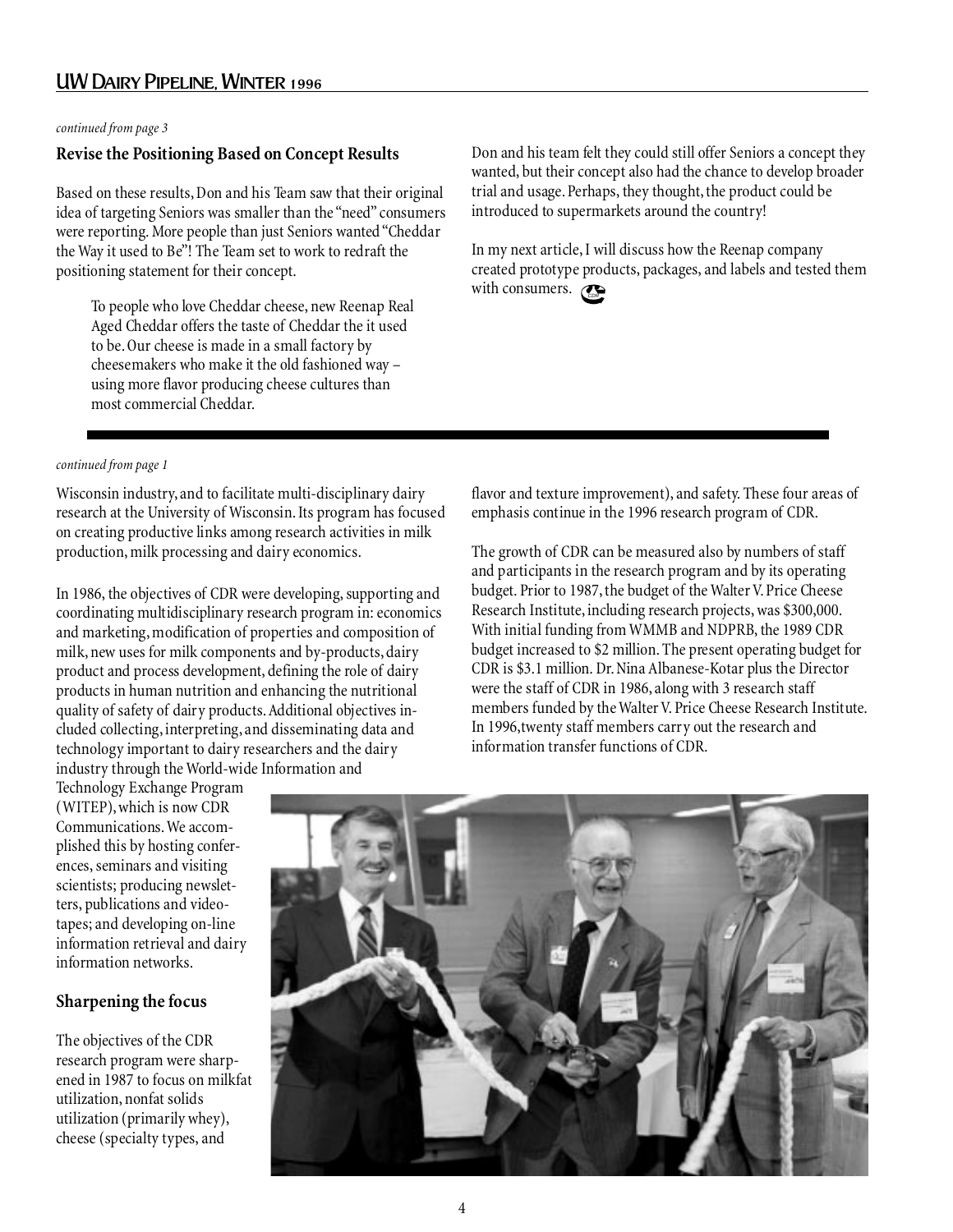*continued from page 3*

### Revise the Positioning Based on Concept Results

Based on these results, Don and his Team saw that their original idea of targeting Seniors was smaller than the "need" consumers were reporting. More people than just Seniors wanted "Cheddar the Way it used to Be"! The Team set to work to redraft the positioning statement for their concept.

> To people who love Cheddar cheese, new Reenap Real Aged Cheddar offers the taste of Cheddar the it used to be. Our cheese is made in a small factory by cheesemakers who make it the old fashioned way – using more flavor producing cheese cultures than most commercial Cheddar.

Don and his team felt they could still offer Seniors a concept they wanted, but their concept also had the chance to develop broader trial and usage. Perhaps, they thought, the product could be introduced to supermarkets around the country!

In my next article, I will discuss how the Reenap company created prototype products, packages, and labels and tested them with consumers.

---

*continued from page 1*

Wisconsin industry, and to facilitate multi-disciplinary dairy research at the University of Wisconsin. Its program has focused on creating productive links among research activities in milk production, milk processing and dairy economics.

In 1986, the objectives of CDR were developing, supporting and coordinating multidisciplinary research program in: economics and marketing, modification of properties and composition of milk, new uses for milk components and by-products, dairy product and process development, defining the role of dairy products in human nutrition and enhancing the nutritional quality of safety of dairy products. Additional objectives included collecting, interpreting, and disseminating data and technology important to dairy researchers and the dairy industry through the World-wide Information and Technology Exchange Program (WITEP), which is now CDR Communications. We accomplished this by hosting conferences, seminars and visiting scientists; producing newsletters, publications and videotapes; and developing on-line information retrieval and dairy information networks.

### Sharpening the focus

The objectives of the CDR research program were sharpened in 1987 to focus on milkfat utilization, nonfat solids utilization (primarily whey), cheese (specialty types, and flavor and texture improvement), and safety. These four areas of emphasis continue in the 1996 research program of CDR.

The growth of CDR can be measured also by numbers of staff and participants in the research program and by its operating budget. Prior to 1987, the budget of the Walter V. Price Cheese Research Institute, including research projects, was $300,000. With initial funding from WMMB and NDPRB, the 1989 CDR budget increased to $2 million. The present operating budget for CDR is $3.1 million. Dr. Nina Albanese-Kotar plus the Director were the staff of CDR in 1986, along with 3 research staff members funded by the Walter V. Price Cheese Research Institute. In 1996, twenty staff members carry out the research and information transfer functions of CDR.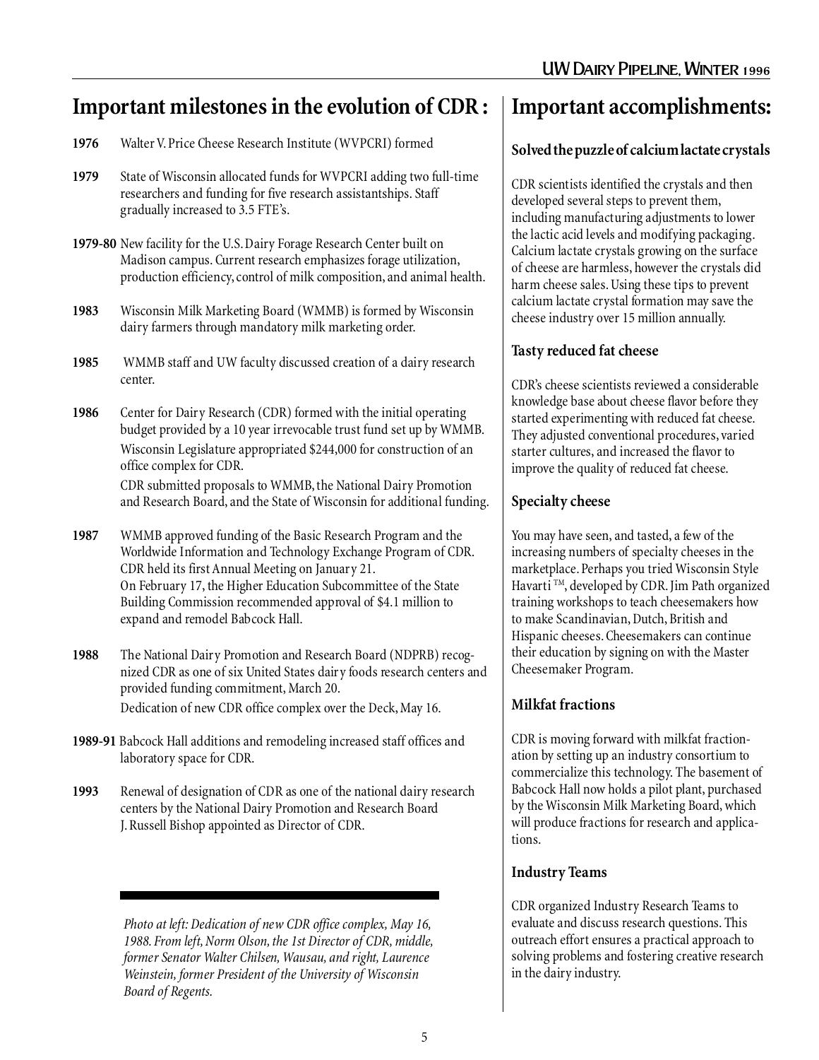## Important milestones in the evolution of CDR :

**1976** Walter V. Price Cheese Research Institute (WVPCRI) formed

**1979** State of Wisconsin allocated funds for WVPCRI adding two full-time researchers and funding for five research assistantships. Staff gradually increased to 3.5 FTE's.

**1979-80** New facility for the U.S. Dairy Forage Research Center built on Madison campus. Current research emphasizes forage utilization, production efficiency, control of milk composition, and animal health.

**1983** Wisconsin Milk Marketing Board (WMMB) is formed by Wisconsin dairy farmers through mandatory milk marketing order.

**1985** WMMB staff and UW faculty discussed creation of a dairy research center.

**1986** Center for Dairy Research (CDR) formed with the initial operating budget provided by a 10 year irrevocable trust fund set up by WMMB.
Wisconsin Legislature appropriated $244,000 for construction of an office complex for CDR.
CDR submitted proposals to WMMB, the National Dairy Promotion and Research Board, and the State of Wisconsin for additional funding.

**1987** WMMB approved funding of the Basic Research Program and the Worldwide Information and Technology Exchange Program of CDR.
CDR held its first Annual Meeting on January 21.
On February 17, the Higher Education Subcommittee of the State Building Commission recommended approval of $4.1 million to expand and remodel Babcock Hall.

**1988** The National Dairy Promotion and Research Board (NDPRB) recognized CDR as one of six United States dairy foods research centers and provided funding commitment, March 20.
Dedication of new CDR office complex over the Deck, May 16.

**1989-91** Babcock Hall additions and remodeling increased staff offices and laboratory space for CDR.

**1993** Renewal of designation of CDR as one of the national dairy research centers by the National Dairy Promotion and Research Board
J. Russell Bishop appointed as Director of CDR.

*Photo at left: Dedication of new CDR office complex, May 16, 1988. From left, Norm Olson, the 1st Director of CDR, middle, former Senator Walter Chilsen, Wausau, and right, Laurence Weinstein, former President of the University of Wisconsin Board of Regents.*

## Important accomplishments:

### Solved the puzzle of calcium lactate crystals

CDR scientists identified the crystals and then developed several steps to prevent them, including manufacturing adjustments to lower the lactic acid levels and modifying packaging. Calcium lactate crystals growing on the surface of cheese are harmless, however the crystals did harm cheese sales. Using these tips to prevent calcium lactate crystal formation may save the cheese industry over 15 million annually.

### Tasty reduced fat cheese

CDR's cheese scientists reviewed a considerable knowledge base about cheese flavor before they started experimenting with reduced fat cheese. They adjusted conventional procedures, varied starter cultures, and increased the flavor to improve the quality of reduced fat cheese.

### Specialty cheese

You may have seen, and tasted, a few of the increasing numbers of specialty cheeses in the marketplace. Perhaps you tried Wisconsin Style Havarti ™, developed by CDR. Jim Path organized training workshops to teach cheesemakers how to make Scandinavian, Dutch, British and Hispanic cheeses. Cheesemakers can continue their education by signing on with the Master Cheesemaker Program.

### Milkfat fractions

CDR is moving forward with milkfat fractionation by setting up an industry consortium to commercialize this technology. The basement of Babcock Hall now holds a pilot plant, purchased by the Wisconsin Milk Marketing Board, which will produce fractions for research and applications.

### Industry Teams

CDR organized Industry Research Teams to evaluate and discuss research questions. This outreach effort ensures a practical approach to solving problems and fostering creative research in the dairy industry.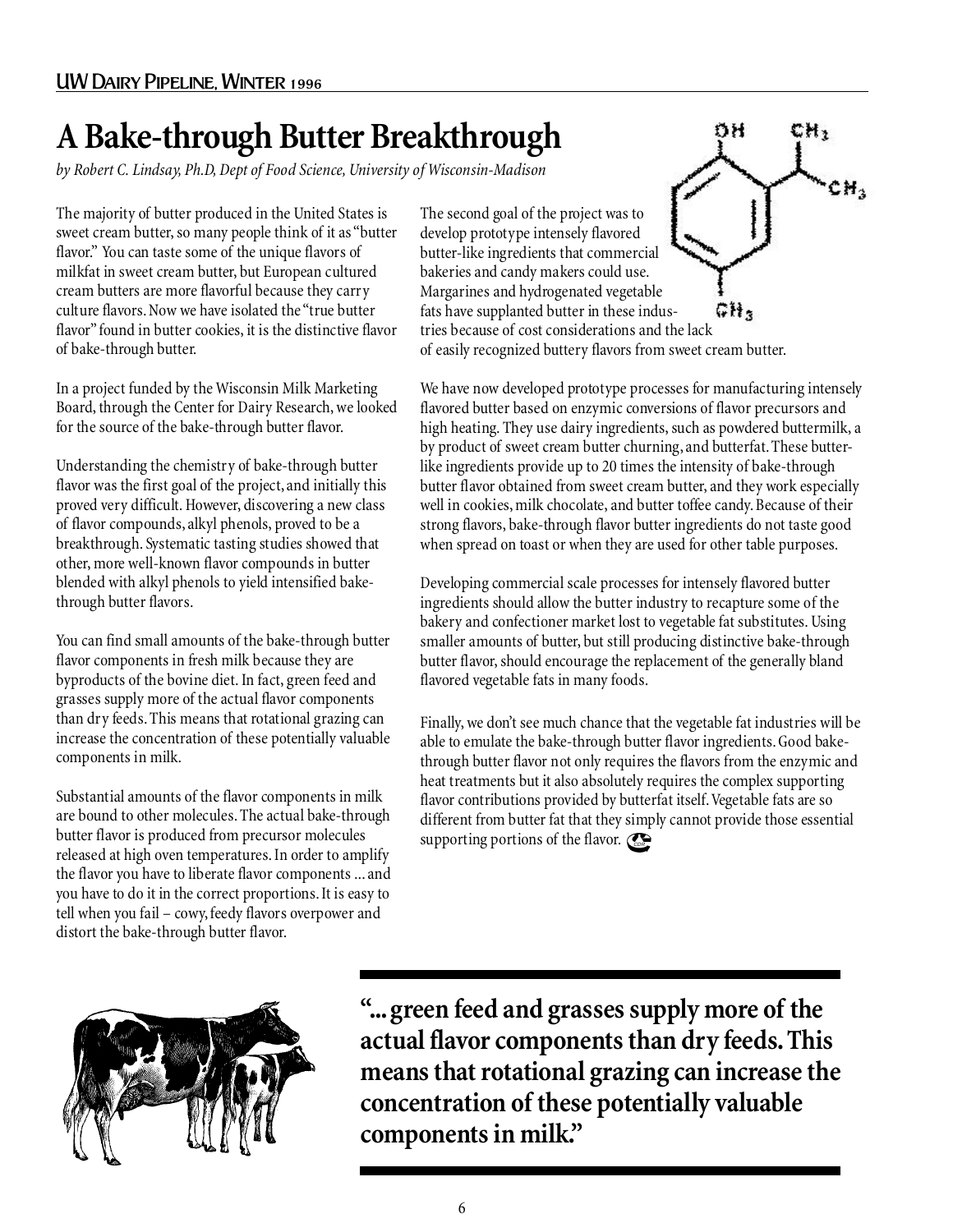# A Bake-through Butter Breakthrough

*by Robert C. Lindsay, Ph.D, Dept of Food Science, University of Wisconsin-Madison*

The majority of butter produced in the United States is sweet cream butter, so many people think of it as "butter flavor." You can taste some of the unique flavors of milkfat in sweet cream butter, but European cultured cream butters are more flavorful because they carry culture flavors. Now we have isolated the "true butter flavor" found in butter cookies, it is the distinctive flavor of bake-through butter.

In a project funded by the Wisconsin Milk Marketing Board, through the Center for Dairy Research, we looked for the source of the bake-through butter flavor.

Understanding the chemistry of bake-through butter flavor was the first goal of the project, and initially this proved very difficult. However, discovering a new class of flavor compounds, alkyl phenols, proved to be a breakthrough. Systematic tasting studies showed that other, more well-known flavor compounds in butter blended with alkyl phenols to yield intensified bake-through butter flavors.

You can find small amounts of the bake-through butter flavor components in fresh milk because they are byproducts of the bovine diet. In fact, green feed and grasses supply more of the actual flavor components than dry feeds. This means that rotational grazing can increase the concentration of these potentially valuable components in milk.

Substantial amounts of the flavor components in milk are bound to other molecules. The actual bake-through butter flavor is produced from precursor molecules released at high oven temperatures. In order to amplify the flavor you have to liberate flavor components ... and you have to do it in the correct proportions. It is easy to tell when you fail – cowy, feedy flavors overpower and distort the bake-through butter flavor.

The second goal of the project was to develop prototype intensely flavored butter-like ingredients that commercial bakeries and candy makers could use. Margarines and hydrogenated vegetable fats have supplanted butter in these industries because of cost considerations and the lack of easily recognized buttery flavors from sweet cream butter.

We have now developed prototype processes for manufacturing intensely flavored butter based on enzymic conversions of flavor precursors and high heating. They use dairy ingredients, such as powdered buttermilk, a by product of sweet cream butter churning, and butterfat. These butter-like ingredients provide up to 20 times the intensity of bake-through butter flavor obtained from sweet cream butter, and they work especially well in cookies, milk chocolate, and butter toffee candy. Because of their strong flavors, bake-through flavor butter ingredients do not taste good when spread on toast or when they are used for other table purposes.

Developing commercial scale processes for intensely flavored butter ingredients should allow the butter industry to recapture some of the bakery and confectioner market lost to vegetable fat substitutes. Using smaller amounts of butter, but still producing distinctive bake-through butter flavor, should encourage the replacement of the generally bland flavored vegetable fats in many foods.

Finally, we don't see much chance that the vegetable fat industries will be able to emulate the bake-through butter flavor ingredients. Good bake-through butter flavor not only requires the flavors from the enzymic and heat treatments but it also absolutely requires the complex supporting flavor contributions provided by butterfat itself. Vegetable fats are so different from butter fat that they simply cannot provide those essential supporting portions of the flavor.

**"... green feed and grasses supply more of the actual flavor components than dry feeds. This means that rotational grazing can increase the concentration of these potentially valuable components in milk."**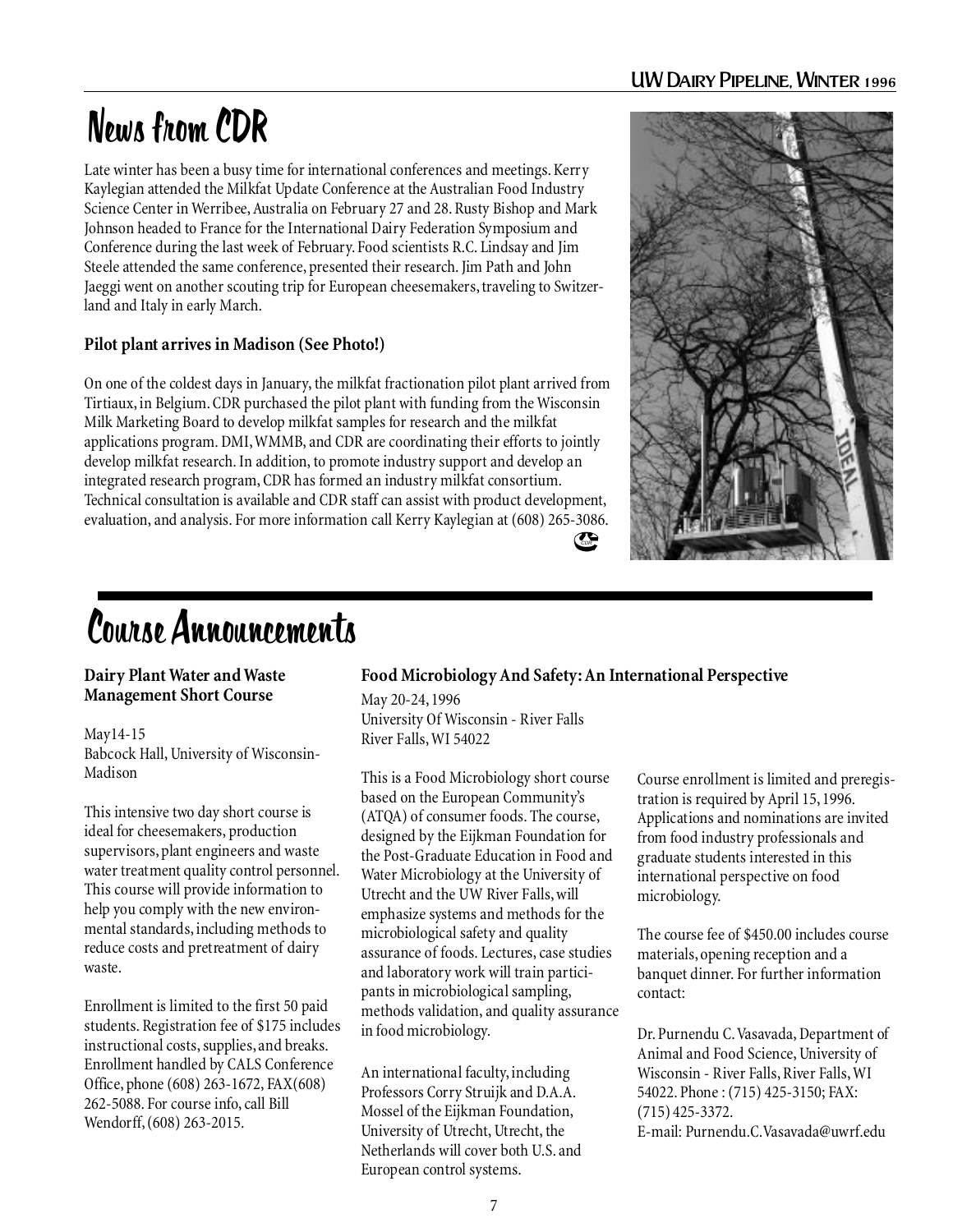# News from CDR

Late winter has been a busy time for international conferences and meetings. Kerry Kaylegian attended the Milkfat Update Conference at the Australian Food Industry Science Center in Werribee, Australia on February 27 and 28. Rusty Bishop and Mark Johnson headed to France for the International Dairy Federation Symposium and Conference during the last week of February. Food scientists R.C. Lindsay and Jim Steele attended the same conference, presented their research. Jim Path and John Jaeggi went on another scouting trip for European cheesemakers, traveling to Switzerland and Italy in early March.

**Pilot plant arrives in Madison (See Photo!)**

On one of the coldest days in January, the milkfat fractionation pilot plant arrived from Tirtiaux, in Belgium. CDR purchased the pilot plant with funding from the Wisconsin Milk Marketing Board to develop milkfat samples for research and the milkfat applications program. DMI, WMMB, and CDR are coordinating their efforts to jointly develop milkfat research. In addition, to promote industry support and develop an integrated research program, CDR has formed an industry milkfat consortium. Technical consultation is available and CDR staff can assist with product development, evaluation, and analysis. For more information call Kerry Kaylegian at (608) 265-3086.

# Course Announcements

### Dairy Plant Water and Waste Management Short Course

May14-15
Babcock Hall, University of Wisconsin-Madison

This intensive two day short course is ideal for cheesemakers, production supervisors, plant engineers and waste water treatment quality control personnel. This course will provide information to help you comply with the new environmental standards, including methods to reduce costs and pretreatment of dairy waste.

Enrollment is limited to the first 50 paid students. Registration fee of $175 includes instructional costs, supplies, and breaks. Enrollment handled by CALS Conference Office, phone (608) 263-1672, FAX(608) 262-5088. For course info, call Bill Wendorff, (608) 263-2015.

### Food Microbiology And Safety: An International Perspective

May 20-24, 1996
University Of Wisconsin - River Falls
River Falls, WI 54022

This is a Food Microbiology short course based on the European Community's (ATQA) of consumer foods. The course, designed by the Eijkman Foundation for the Post-Graduate Education in Food and Water Microbiology at the University of Utrecht and the UW River Falls, will emphasize systems and methods for the microbiological safety and quality assurance of foods. Lectures, case studies and laboratory work will train participants in microbiological sampling, methods validation, and quality assurance in food microbiology.

An international faculty, including Professors Corry Struijk and D.A.A. Mossel of the Eijkman Foundation, University of Utrecht, Utrecht, the Netherlands will cover both U.S. and European control systems.

Course enrollment is limited and preregistration is required by April 15, 1996. Applications and nominations are invited from food industry professionals and graduate students interested in this international perspective on food microbiology.

The course fee of $450.00 includes course materials, opening reception and a banquet dinner. For further information contact:

Dr. Purnendu C. Vasavada, Department of Animal and Food Science, University of Wisconsin - River Falls, River Falls, WI 54022. Phone : (715) 425-3150; FAX: (715) 425-3372.
E-mail: Purnendu.C.Vasavada@uwrf.edu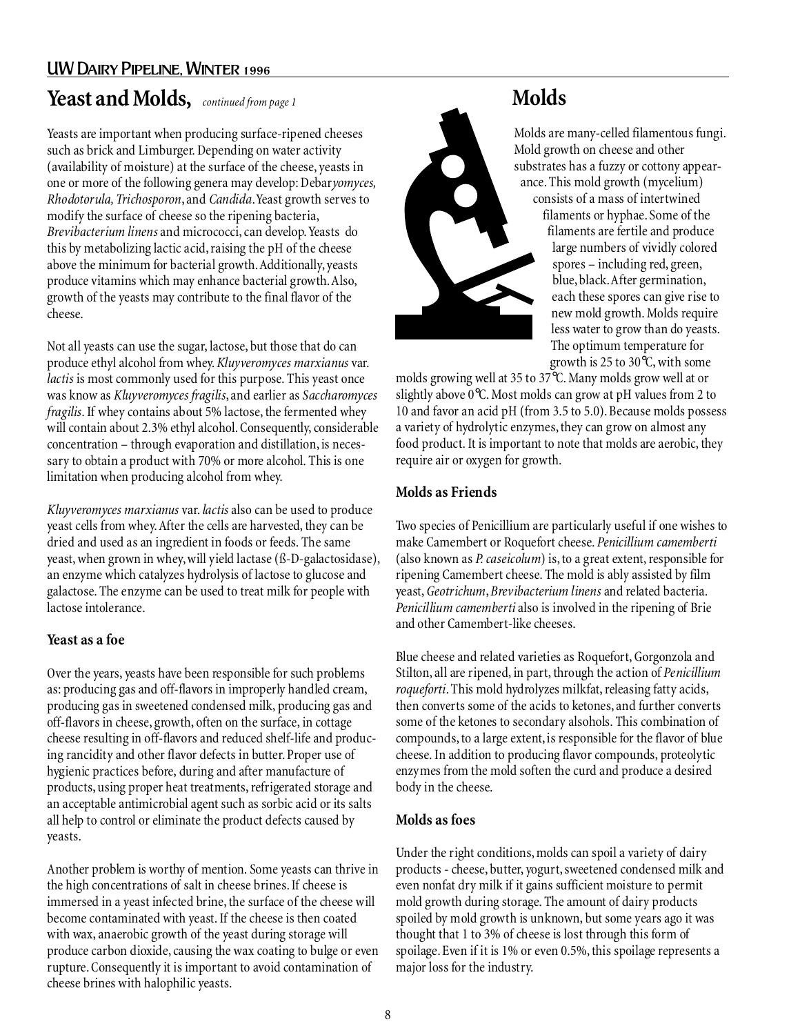## Yeast and Molds, *continued from page 1*

Yeasts are important when producing surface-ripened cheeses such as brick and Limburger. Depending on water activity (availability of moisture) at the surface of the cheese, yeasts in one or more of the following genera may develop: Debar*yomyces, Rhodotorula, Trichosporon*, and *Candida*. Yeast growth serves to modify the surface of cheese so the ripening bacteria, *Brevibacterium linens* and micrococci, can develop. Yeasts do this by metabolizing lactic acid, raising the pH of the cheese above the minimum for bacterial growth. Additionally, yeasts produce vitamins which may enhance bacterial growth. Also, growth of the yeasts may contribute to the final flavor of the cheese.

Not all yeasts can use the sugar, lactose, but those that do can produce ethyl alcohol from whey. *Kluyveromyces marxianus* var. *lactis* is most commonly used for this purpose. This yeast once was know as *Kluyveromyces fragilis*, and earlier as *Saccharomyces fragilis*. If whey contains about 5% lactose, the fermented whey will contain about 2.3% ethyl alcohol. Consequently, considerable concentration – through evaporation and distillation, is necessary to obtain a product with 70% or more alcohol. This is one limitation when producing alcohol from whey.

*Kluyveromyces marxianus* var. *lactis* also can be used to produce yeast cells from whey. After the cells are harvested, they can be dried and used as an ingredient in foods or feeds. The same yeast, when grown in whey, will yield lactase (ß-D-galactosidase), an enzyme which catalyzes hydrolysis of lactose to glucose and galactose. The enzyme can be used to treat milk for people with lactose intolerance.

### Yeast as a foe

Over the years, yeasts have been responsible for such problems as: producing gas and off-flavors in improperly handled cream, producing gas in sweetened condensed milk, producing gas and off-flavors in cheese, growth, often on the surface, in cottage cheese resulting in off-flavors and reduced shelf-life and producing rancidity and other flavor defects in butter. Proper use of hygienic practices before, during and after manufacture of products, using proper heat treatments, refrigerated storage and an acceptable antimicrobial agent such as sorbic acid or its salts all help to control or eliminate the product defects caused by yeasts.

Another problem is worthy of mention. Some yeasts can thrive in the high concentrations of salt in cheese brines. If cheese is immersed in a yeast infected brine, the surface of the cheese will become contaminated with yeast. If the cheese is then coated with wax, anaerobic growth of the yeast during storage will produce carbon dioxide, causing the wax coating to bulge or even rupture. Consequently it is important to avoid contamination of cheese brines with halophilic yeasts.

## Molds

Molds are many-celled filamentous fungi. Mold growth on cheese and other substrates has a fuzzy or cottony appearance. This mold growth (mycelium) consists of a mass of intertwined filaments or hyphae. Some of the filaments are fertile and produce large numbers of vividly colored spores – including red, green, blue, black. After germination, each these spores can give rise to new mold growth. Molds require less water to grow than do yeasts. The optimum temperature for growth is 25 to 30℃, with some molds growing well at 35 to 37℃. Many molds grow well at or slightly above 0℃. Most molds can grow at pH values from 2 to 10 and favor an acid pH (from 3.5 to 5.0). Because molds possess a variety of hydrolytic enzymes, they can grow on almost any food product. It is important to note that molds are aerobic, they require air or oxygen for growth.

### Molds as Friends

Two species of Penicillium are particularly useful if one wishes to make Camembert or Roquefort cheese. *Penicillium camemberti* (also known as *P. caseicolum*) is, to a great extent, responsible for ripening Camembert cheese. The mold is ably assisted by film yeast, *Geotrichum*, *Brevibacterium linens* and related bacteria. *Penicillium camemberti* also is involved in the ripening of Brie and other Camembert-like cheeses.

Blue cheese and related varieties as Roquefort, Gorgonzola and Stilton, all are ripened, in part, through the action of *Penicillium roqueforti*. This mold hydrolyzes milkfat, releasing fatty acids, then converts some of the acids to ketones, and further converts some of the ketones to secondary alsohols. This combination of compounds, to a large extent, is responsible for the flavor of blue cheese. In addition to producing flavor compounds, proteolytic enzymes from the mold soften the curd and produce a desired body in the cheese.

### Molds as foes

Under the right conditions, molds can spoil a variety of dairy products - cheese, butter, yogurt, sweetened condensed milk and even nonfat dry milk if it gains sufficient moisture to permit mold growth during storage. The amount of dairy products spoiled by mold growth is unknown, but some years ago it was thought that 1 to 3% of cheese is lost through this form of spoilage. Even if it is 1% or even 0.5%, this spoilage represents a major loss for the industry.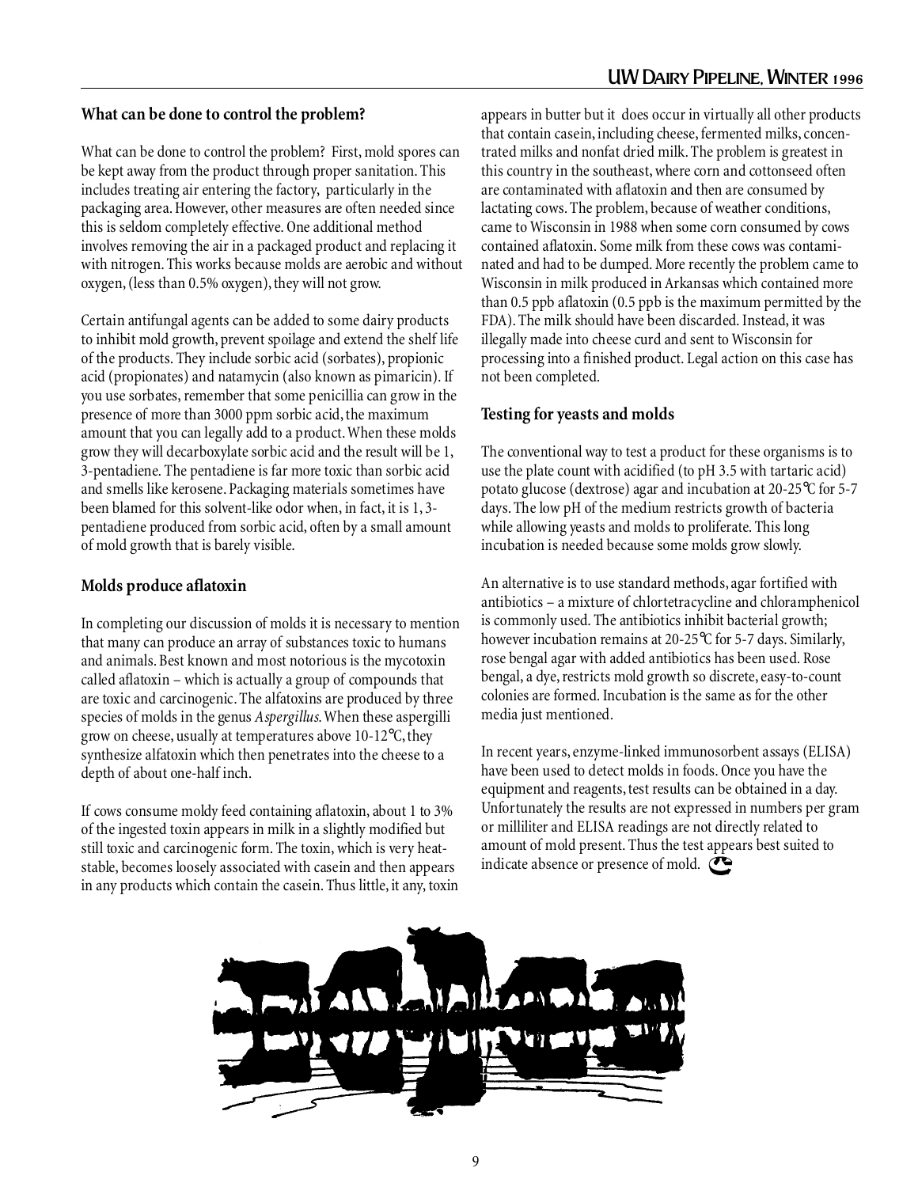## What can be done to control the problem?

What can be done to control the problem? First, mold spores can be kept away from the product through proper sanitation. This includes treating air entering the factory, particularly in the packaging area. However, other measures are often needed since this is seldom completely effective. One additional method involves removing the air in a packaged product and replacing it with nitrogen. This works because molds are aerobic and without oxygen, (less than 0.5% oxygen), they will not grow.

Certain antifungal agents can be added to some dairy products to inhibit mold growth, prevent spoilage and extend the shelf life of the products. They include sorbic acid (sorbates), propionic acid (propionates) and natamycin (also known as pimaricin). If you use sorbates, remember that some penicillia can grow in the presence of more than 3000 ppm sorbic acid, the maximum amount that you can legally add to a product. When these molds grow they will decarboxylate sorbic acid and the result will be 1, 3-pentadiene. The pentadiene is far more toxic than sorbic acid and smells like kerosene. Packaging materials sometimes have been blamed for this solvent-like odor when, in fact, it is 1, 3-pentadiene produced from sorbic acid, often by a small amount of mold growth that is barely visible.

## Molds produce aflatoxin

In completing our discussion of molds it is necessary to mention that many can produce an array of substances toxic to humans and animals. Best known and most notorious is the mycotoxin called aflatoxin – which is actually a group of compounds that are toxic and carcinogenic. The alfatoxins are produced by three species of molds in the genus *Aspergillus*. When these aspergilli grow on cheese, usually at temperatures above 10-12°C, they synthesize alfatoxin which then penetrates into the cheese to a depth of about one-half inch.

If cows consume moldy feed containing aflatoxin, about 1 to 3% of the ingested toxin appears in milk in a slightly modified but still toxic and carcinogenic form. The toxin, which is very heat-stable, becomes loosely associated with casein and then appears in any products which contain the casein. Thus little, it any, toxin appears in butter but it does occur in virtually all other products that contain casein, including cheese, fermented milks, concentrated milks and nonfat dried milk. The problem is greatest in this country in the southeast, where corn and cottonseed often are contaminated with aflatoxin and then are consumed by lactating cows. The problem, because of weather conditions, came to Wisconsin in 1988 when some corn consumed by cows contained aflatoxin. Some milk from these cows was contaminated and had to be dumped. More recently the problem came to Wisconsin in milk produced in Arkansas which contained more than 0.5 ppb aflatoxin (0.5 ppb is the maximum permitted by the FDA). The milk should have been discarded. Instead, it was illegally made into cheese curd and sent to Wisconsin for processing into a finished product. Legal action on this case has not been completed.

## Testing for yeasts and molds

The conventional way to test a product for these organisms is to use the plate count with acidified (to pH 3.5 with tartaric acid) potato glucose (dextrose) agar and incubation at 20-25°C for 5-7 days. The low pH of the medium restricts growth of bacteria while allowing yeasts and molds to proliferate. This long incubation is needed because some molds grow slowly.

An alternative is to use standard methods, agar fortified with antibiotics – a mixture of chlortetracycline and chloramphenicol is commonly used. The antibiotics inhibit bacterial growth; however incubation remains at 20-25°C for 5-7 days. Similarly, rose bengal agar with added antibiotics has been used. Rose bengal, a dye, restricts mold growth so discrete, easy-to-count colonies are formed. Incubation is the same as for the other media just mentioned.

In recent years, enzyme-linked immunosorbent assays (ELISA) have been used to detect molds in foods. Once you have the equipment and reagents, test results can be obtained in a day. Unfortunately the results are not expressed in numbers per gram or milliliter and ELISA readings are not directly related to amount of mold present. Thus the test appears best suited to indicate absence or presence of mold.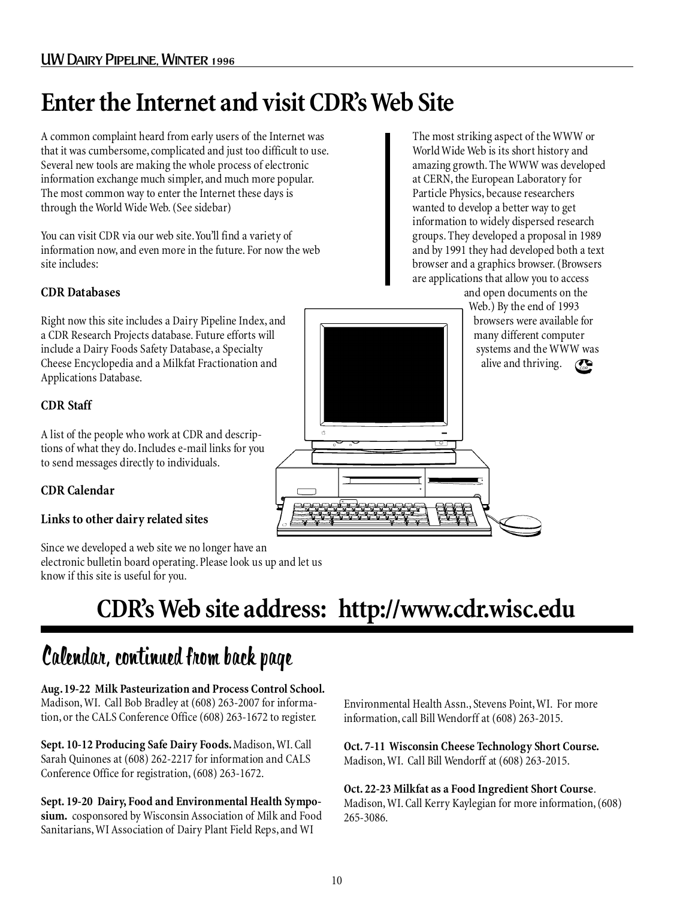# Enter the Internet and visit CDR's Web Site

A common complaint heard from early users of the Internet was that it was cumbersome, complicated and just too difficult to use. Several new tools are making the whole process of electronic information exchange much simpler, and much more popular. The most common way to enter the Internet these days is through the World Wide Web. (See sidebar)

You can visit CDR via our web site. You'll find a variety of information now, and even more in the future. For now the web site includes:

**CDR Databases**

Right now this site includes a Dairy Pipeline Index, and a CDR Research Projects database. Future efforts will include a Dairy Foods Safety Database, a Specialty Cheese Encyclopedia and a Milkfat Fractionation and Applications Database.

**CDR Staff**

A list of the people who work at CDR and descriptions of what they do. Includes e-mail links for you to send messages directly to individuals.

**CDR Calendar**

**Links to other dairy related sites**

Since we developed a web site we no longer have an electronic bulletin board operating. Please look us up and let us know if this site is useful for you.

The most striking aspect of the WWW or World Wide Web is its short history and amazing growth. The WWW was developed at CERN, the European Laboratory for Particle Physics, because researchers wanted to develop a better way to get information to widely dispersed research groups. They developed a proposal in 1989 and by 1991 they had developed both a text browser and a graphics browser. (Browsers are applications that allow you to access and open documents on the Web.) By the end of 1993 browsers were available for many different computer systems and the WWW was alive and thriving.

## CDR's Web site address: http://www.cdr.wisc.edu

# Calendar, continued from back page

**Aug. 19-22 Milk Pasteurization and Process Control School.** Madison, WI. Call Bob Bradley at (608) 263-2007 for information, or the CALS Conference Office (608) 263-1672 to register.

**Sept. 10-12 Producing Safe Dairy Foods.** Madison, WI. Call Sarah Quinones at (608) 262-2217 for information and CALS Conference Office for registration, (608) 263-1672.

**Sept. 19-20 Dairy, Food and Environmental Health Symposium.** cosponsored by Wisconsin Association of Milk and Food Sanitarians, WI Association of Dairy Plant Field Reps, and WI Environmental Health Assn., Stevens Point, WI. For more information, call Bill Wendorff at (608) 263-2015.

**Oct. 7-11 Wisconsin Cheese Technology Short Course.** Madison, WI. Call Bill Wendorff at (608) 263-2015.

**Oct. 22-23 Milkfat as a Food Ingredient Short Course**. Madison, WI. Call Kerry Kaylegian for more information, (608) 265-3086.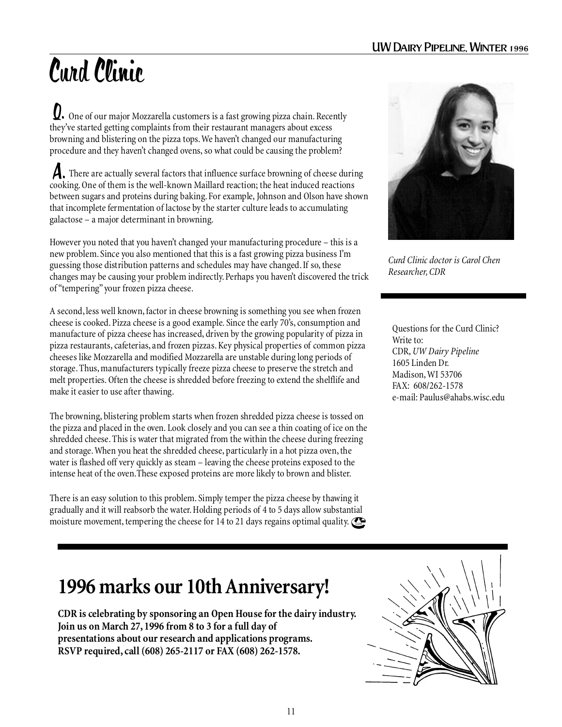# Curd Clinic

**Q.** One of our major Mozzarella customers is a fast growing pizza chain. Recently they've started getting complaints from their restaurant managers about excess browning and blistering on the pizza tops. We haven't changed our manufacturing procedure and they haven't changed ovens, so what could be causing the problem?

**A.** There are actually several factors that influence surface browning of cheese during cooking. One of them is the well-known Maillard reaction; the heat induced reactions between sugars and proteins during baking. For example, Johnson and Olson have shown that incomplete fermentation of lactose by the starter culture leads to accumulating galactose – a major determinant in browning.

However you noted that you haven't changed your manufacturing procedure – this is a new problem. Since you also mentioned that this is a fast growing pizza business I'm guessing those distribution patterns and schedules may have changed. If so, these changes may be causing your problem indirectly. Perhaps you haven't discovered the trick of "tempering" your frozen pizza cheese.

A second, less well known, factor in cheese browning is something you see when frozen cheese is cooked. Pizza cheese is a good example. Since the early 70's, consumption and manufacture of pizza cheese has increased, driven by the growing popularity of pizza in pizza restaurants, cafeterias, and frozen pizzas. Key physical properties of common pizza cheeses like Mozzarella and modified Mozzarella are unstable during long periods of storage. Thus, manufacturers typically freeze pizza cheese to preserve the stretch and melt properties. Often the cheese is shredded before freezing to extend the shelflife and make it easier to use after thawing.

The browning, blistering problem starts when frozen shredded pizza cheese is tossed on the pizza and placed in the oven. Look closely and you can see a thin coating of ice on the shredded cheese. This is water that migrated from the within the cheese during freezing and storage. When you heat the shredded cheese, particularly in a hot pizza oven, the water is flashed off very quickly as steam – leaving the cheese proteins exposed to the intense heat of the oven. These exposed proteins are more likely to brown and blister.

There is an easy solution to this problem. Simply temper the pizza cheese by thawing it gradually and it will reabsorb the water. Holding periods of 4 to 5 days allow substantial moisture movement, tempering the cheese for 14 to 21 days regains optimal quality.

*Curd Clinic doctor is Carol Chen Researcher, CDR*

Questions for the Curd Clinic?
Write to:
CDR, *UW Dairy Pipeline*
1605 Linden Dr.
Madison, WI 53706
FAX: 608/262-1578
e-mail: Paulus@ahabs.wisc.edu

## 1996 marks our 10th Anniversary!

**CDR is celebrating by sponsoring an Open House for the dairy industry. Join us on March 27, 1996 from 8 to 3 for a full day of presentations about our research and applications programs. RSVP required, call (608) 265-2117 or FAX (608) 262-1578.**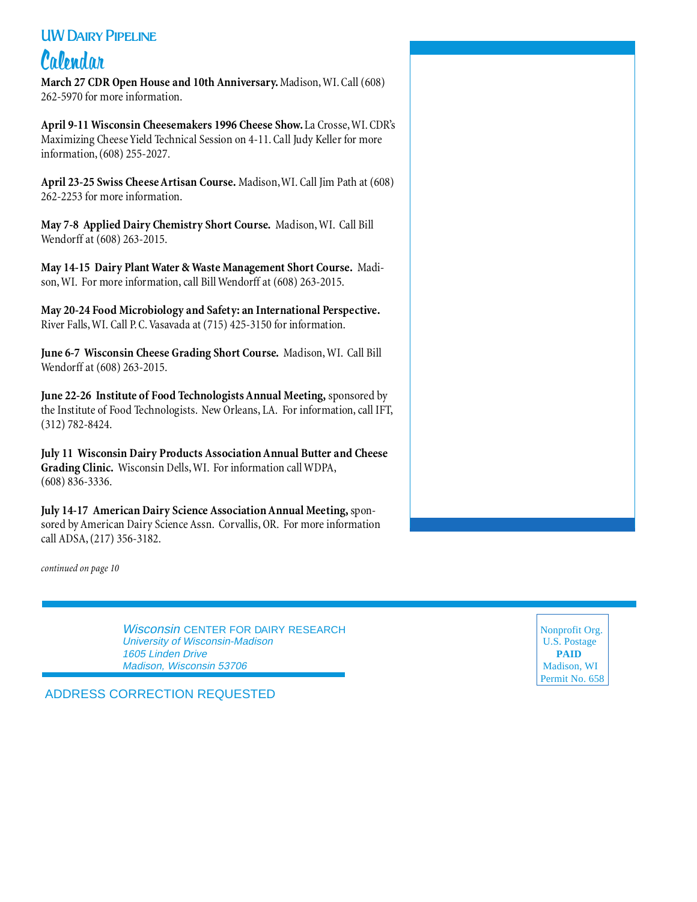# UW Dairy Pipeline

## Calendar

**March 27 CDR Open House and 10th Anniversary.** Madison, WI. Call (608) 262-5970 for more information.

**April 9-11 Wisconsin Cheesemakers 1996 Cheese Show.** La Crosse, WI. CDR's Maximizing Cheese Yield Technical Session on 4-11. Call Judy Keller for more information, (608) 255-2027.

**April 23-25 Swiss Cheese Artisan Course.** Madison, WI. Call Jim Path at (608) 262-2253 for more information.

**May 7-8 Applied Dairy Chemistry Short Course.** Madison, WI. Call Bill Wendorff at (608) 263-2015.

**May 14-15 Dairy Plant Water & Waste Management Short Course.** Madison, WI. For more information, call Bill Wendorff at (608) 263-2015.

**May 20-24 Food Microbiology and Safety: an International Perspective.** River Falls, WI. Call P. C. Vasavada at (715) 425-3150 for information.

**June 6-7 Wisconsin Cheese Grading Short Course.** Madison, WI. Call Bill Wendorff at (608) 263-2015.

**June 22-26 Institute of Food Technologists Annual Meeting,** sponsored by the Institute of Food Technologists. New Orleans, LA. For information, call IFT, (312) 782-8424.

**July 11 Wisconsin Dairy Products Association Annual Butter and Cheese Grading Clinic.** Wisconsin Dells, WI. For information call WDPA, (608) 836-3336.

**July 14-17 American Dairy Science Association Annual Meeting,** sponsored by American Dairy Science Assn. Corvallis, OR. For more information call ADSA, (217) 356-3182.

*continued on page 10*

*Wisconsin* CENTER FOR DAIRY RESEARCH
*University of Wisconsin-Madison*
*1605 Linden Drive*
*Madison, Wisconsin 53706*

ADDRESS CORRECTION REQUESTED

Nonprofit Org.
U.S. Postage
**PAID**
Madison, WI
Permit No. 658